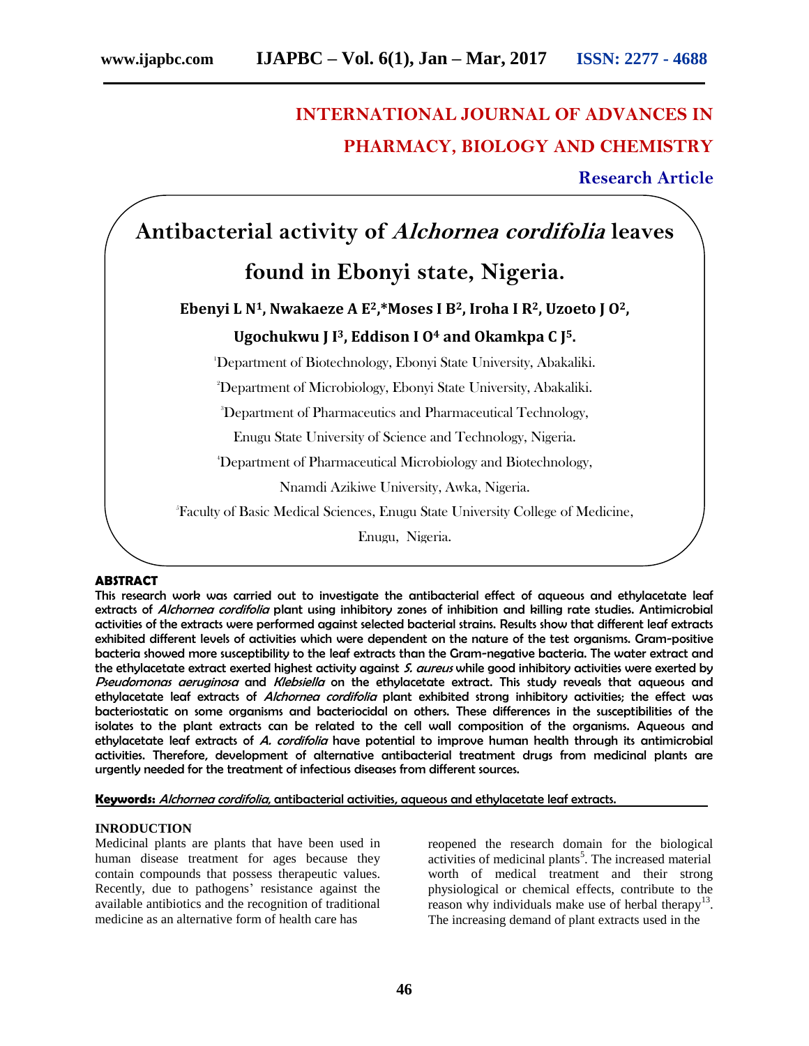# INTERNATIONAL JOURNAL OF ADVANCES IN PHARMACY, BIOLOGY AND CHEMISTRY

**Research Article**

# Antibacterial activity of *Alchornea cordifolia* leaves found in Ebonyi state, Nigeria.

**Ebenyi L N[1], Nwakaeze A E[2],*Moses I B[2], Iroha I R[2], Uzoeto J O[2], Ugochukwu J I[3], Eddison I O[4] and Okamkpa C J[5].**

[1]Department of Biotechnology, Ebonyi State University, Abakaliki.

[2]Department of Microbiology, Ebonyi State University, Abakaliki.

[3]Department of Pharmaceutics and Pharmaceutical Technology, Enugu State University of Science and Technology, Nigeria.

[4]Department of Pharmaceutical Microbiology and Biotechnology, Nnamdi Azikiwe University, Awka, Nigeria.

[5]Faculty of Basic Medical Sciences, Enugu State University College of Medicine, Enugu, Nigeria.

## ABSTRACT

This research work was carried out to investigate the antibacterial effect of aqueous and ethylacetate leaf extracts of *Alchornea cordifolia* plant using inhibitory zones of inhibition and killing rate studies. Antimicrobial activities of the extracts were performed against selected bacterial strains. Results show that different leaf extracts exhibited different levels of activities which were dependent on the nature of the test organisms. Gram-positive bacteria showed more susceptibility to the leaf extracts than the Gram-negative bacteria. The water extract and the ethylacetate extract exerted highest activity against *S. aureus* while good inhibitory activities were exerted by *Pseudomonas aeruginosa* and *Klebsiella* on the ethylacetate extract. This study reveals that aqueous and ethylacetate leaf extracts of *Alchornea cordifolia* plant exhibited strong inhibitory activities; the effect was bacteriostatic on some organisms and bacteriocidal on others. These differences in the susceptibilities of the isolates to the plant extracts can be related to the cell wall composition of the organisms. Aqueous and ethylacetate leaf extracts of *A. cordifolia* have potential to improve human health through its antimicrobial activities. Therefore, development of alternative antibacterial treatment drugs from medicinal plants are urgently needed for the treatment of infectious diseases from different sources.

**Keywords:** *Alchornea cordifolia*, antibacterial activities, aqueous and ethylacetate leaf extracts.

## INRODUCTION

Medicinal plants are plants that have been used in human disease treatment for ages because they contain compounds that possess therapeutic values. Recently, due to pathogens' resistance against the available antibiotics and the recognition of traditional medicine as an alternative form of health care has reopened the research domain for the biological activities of medicinal plants[5]. The increased material worth of medical treatment and their strong physiological or chemical effects, contribute to the reason why individuals make use of herbal therapy[13]. The increasing demand of plant extracts used in the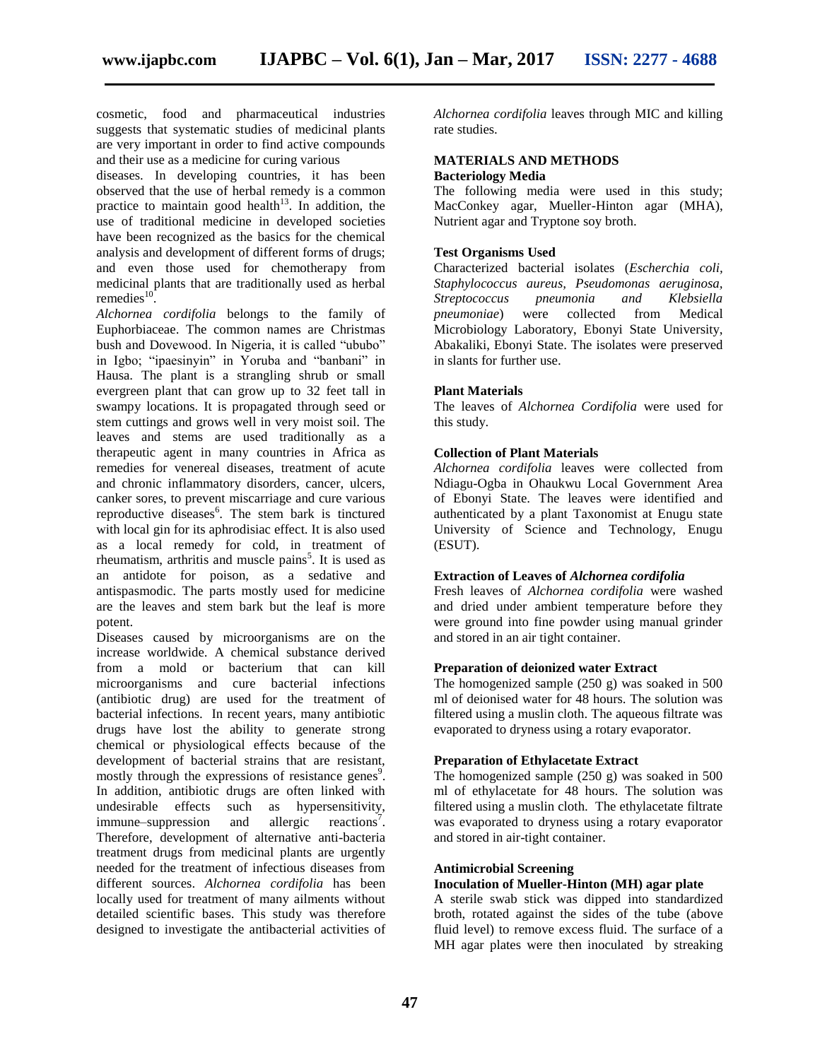cosmetic, food and pharmaceutical industries suggests that systematic studies of medicinal plants are very important in order to find active compounds and their use as a medicine for curing various diseases. In developing countries, it has been observed that the use of herbal remedy is a common practice to maintain good health[13]. In addition, the use of traditional medicine in developed societies have been recognized as the basics for the chemical analysis and development of different forms of drugs; and even those used for chemotherapy from medicinal plants that are traditionally used as herbal remedies[10].

*Alchornea cordifolia* belongs to the family of Euphorbiaceae. The common names are Christmas bush and Dovewood. In Nigeria, it is called "ububo" in Igbo; "ipaesinyin" in Yoruba and "banbani" in Hausa. The plant is a strangling shrub or small evergreen plant that can grow up to 32 feet tall in swampy locations. It is propagated through seed or stem cuttings and grows well in very moist soil. The leaves and stems are used traditionally as a therapeutic agent in many countries in Africa as remedies for venereal diseases, treatment of acute and chronic inflammatory disorders, cancer, ulcers, canker sores, to prevent miscarriage and cure various reproductive diseases[6]. The stem bark is tinctured with local gin for its aphrodisiac effect. It is also used as a local remedy for cold, in treatment of rheumatism, arthritis and muscle pains[5]. It is used as an antidote for poison, as a sedative and antispasmodic. The parts mostly used for medicine are the leaves and stem bark but the leaf is more potent.

Diseases caused by microorganisms are on the increase worldwide. A chemical substance derived from a mold or bacterium that can kill microorganisms and cure bacterial infections (antibiotic drug) are used for the treatment of bacterial infections. In recent years, many antibiotic drugs have lost the ability to generate strong chemical or physiological effects because of the development of bacterial strains that are resistant, mostly through the expressions of resistance genes[9]. In addition, antibiotic drugs are often linked with undesirable effects such as hypersensitivity, immune–suppression and allergic reactions[7]. Therefore, development of alternative anti-bacteria treatment drugs from medicinal plants are urgently needed for the treatment of infectious diseases from different sources. *Alchornea cordifolia* has been locally used for treatment of many ailments without detailed scientific bases. This study was therefore designed to investigate the antibacterial activities of *Alchornea cordifolia* leaves through MIC and killing rate studies.

## MATERIALS AND METHODS

### Bacteriology Media

The following media were used in this study; MacConkey agar, Mueller-Hinton agar (MHA), Nutrient agar and Tryptone soy broth.

### Test Organisms Used

Characterized bacterial isolates (*Escherchia coli, Staphylococcus aureus, Pseudomonas aeruginosa, Streptococcus pneumonia and Klebsiella pneumoniae*) were collected from Medical Microbiology Laboratory, Ebonyi State University, Abakaliki, Ebonyi State. The isolates were preserved in slants for further use.

### Plant Materials

The leaves of *Alchornea Cordifolia* were used for this study.

### Collection of Plant Materials

*Alchornea cordifolia* leaves were collected from Ndiagu-Ogba in Ohaukwu Local Government Area of Ebonyi State. The leaves were identified and authenticated by a plant Taxonomist at Enugu state University of Science and Technology, Enugu (ESUT).

### Extraction of Leaves of *Alchornea cordifolia*

Fresh leaves of *Alchornea cordifolia* were washed and dried under ambient temperature before they were ground into fine powder using manual grinder and stored in an air tight container.

### Preparation of deionized water Extract

The homogenized sample (250 g) was soaked in 500 ml of deionised water for 48 hours. The solution was filtered using a muslin cloth. The aqueous filtrate was evaporated to dryness using a rotary evaporator.

### Preparation of Ethylacetate Extract

The homogenized sample (250 g) was soaked in 500 ml of ethylacetate for 48 hours. The solution was filtered using a muslin cloth. The ethylacetate filtrate was evaporated to dryness using a rotary evaporator and stored in air-tight container.

### Antimicrobial Screening

#### Inoculation of Mueller-Hinton (MH) agar plate

A sterile swab stick was dipped into standardized broth, rotated against the sides of the tube (above fluid level) to remove excess fluid. The surface of a MH agar plates were then inoculated by streaking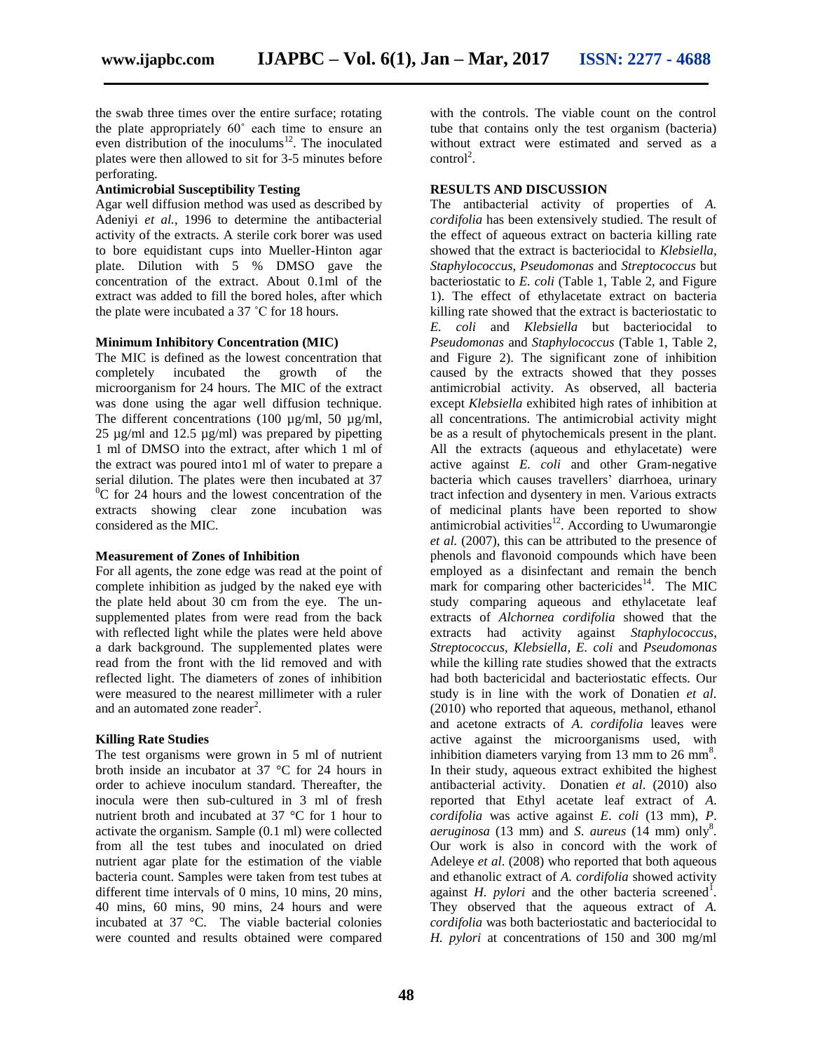the swab three times over the entire surface; rotating the plate appropriately 60˚ each time to ensure an even distribution of the inoculums[12]. The inoculated plates were then allowed to sit for 3-5 minutes before perforating.

**Antimicrobial Susceptibility Testing**

Agar well diffusion method was used as described by Adeniyi *et al.,* 1996 to determine the antibacterial activity of the extracts. A sterile cork borer was used to bore equidistant cups into Mueller-Hinton agar plate. Dilution with 5 % DMSO gave the concentration of the extract. About 0.1ml of the extract was added to fill the bored holes, after which the plate were incubated a 37 ˚C for 18 hours.

**Minimum Inhibitory Concentration (MIC)**

The MIC is defined as the lowest concentration that completely incubated the growth of the microorganism for 24 hours. The MIC of the extract was done using the agar well diffusion technique. The different concentrations (100 µg/ml, 50 µg/ml, 25 µg/ml and 12.5 µg/ml) was prepared by pipetting 1 ml of DMSO into the extract, after which 1 ml of the extract was poured into1 ml of water to prepare a serial dilution. The plates were then incubated at 37 $^{0}$C for 24 hours and the lowest concentration of the extracts showing clear zone incubation was considered as the MIC.

**Measurement of Zones of Inhibition**

For all agents, the zone edge was read at the point of complete inhibition as judged by the naked eye with the plate held about 30 cm from the eye. The un-supplemented plates from were read from the back with reflected light while the plates were held above a dark background. The supplemented plates were read from the front with the lid removed and with reflected light. The diameters of zones of inhibition were measured to the nearest millimeter with a ruler and an automated zone reader[2].

**Killing Rate Studies**

The test organisms were grown in 5 ml of nutrient broth inside an incubator at 37 °C for 24 hours in order to achieve inoculum standard. Thereafter, the inocula were then sub-cultured in 3 ml of fresh nutrient broth and incubated at 37 °C for 1 hour to activate the organism. Sample (0.1 ml) were collected from all the test tubes and inoculated on dried nutrient agar plate for the estimation of the viable bacteria count. Samples were taken from test tubes at different time intervals of 0 mins, 10 mins, 20 mins, 40 mins, 60 mins, 90 mins, 24 hours and were incubated at 37 °C. The viable bacterial colonies were counted and results obtained were compared with the controls. The viable count on the control tube that contains only the test organism (bacteria) without extract were estimated and served as a control[2].

**RESULTS AND DISCUSSION**

The antibacterial activity of properties of *A. cordifolia* has been extensively studied. The result of the effect of aqueous extract on bacteria killing rate showed that the extract is bacteriocidal to *Klebsiella, Staphylococcus, Pseudomonas* and *Streptococcus* but bacteriostatic to *E. coli* (Table 1, Table 2, and Figure 1). The effect of ethylacetate extract on bacteria killing rate showed that the extract is bacteriostatic to *E. coli* and *Klebsiella* but bacteriocidal to *Pseudomonas* and *Staphylococcus* (Table 1, Table 2, and Figure 2). The significant zone of inhibition caused by the extracts showed that they posses antimicrobial activity. As observed, all bacteria except *Klebsiella* exhibited high rates of inhibition at all concentrations. The antimicrobial activity might be as a result of phytochemicals present in the plant. All the extracts (aqueous and ethylacetate) were active against *E. coli* and other Gram-negative bacteria which causes travellers' diarrhoea, urinary tract infection and dysentery in men. Various extracts of medicinal plants have been reported to show antimicrobial activities[12]. According to Uwumarongie *et al.* (2007), this can be attributed to the presence of phenols and flavonoid compounds which have been employed as a disinfectant and remain the bench mark for comparing other bactericides[14]. The MIC study comparing aqueous and ethylacetate leaf extracts of *Alchornea cordifolia* showed that the extracts had activity against *Staphylococcus, Streptococcus, Klebsiella, E. coli* and *Pseudomonas* while the killing rate studies showed that the extracts had both bactericidal and bacteriostatic effects. Our study is in line with the work of Donatien *et al*. (2010) who reported that aqueous, methanol, ethanol and acetone extracts of *A. cordifolia* leaves were active against the microorganisms used, with inhibition diameters varying from 13 mm to 26 mm[8]. In their study, aqueous extract exhibited the highest antibacterial activity. Donatien *et al*. (2010) also reported that Ethyl acetate leaf extract of *A. cordifolia* was active against *E. coli* (13 mm), *P. aeruginosa* (13 mm) and *S. aureus* (14 mm) only[8]. Our work is also in concord with the work of Adeleye *et al*. (2008) who reported that both aqueous and ethanolic extract of *A. cordifolia* showed activity against *H. pylori* and the other bacteria screened[1]. They observed that the aqueous extract of *A. cordifolia* was both bacteriostatic and bacteriocidal to *H. pylori* at concentrations of 150 and 300 mg/ml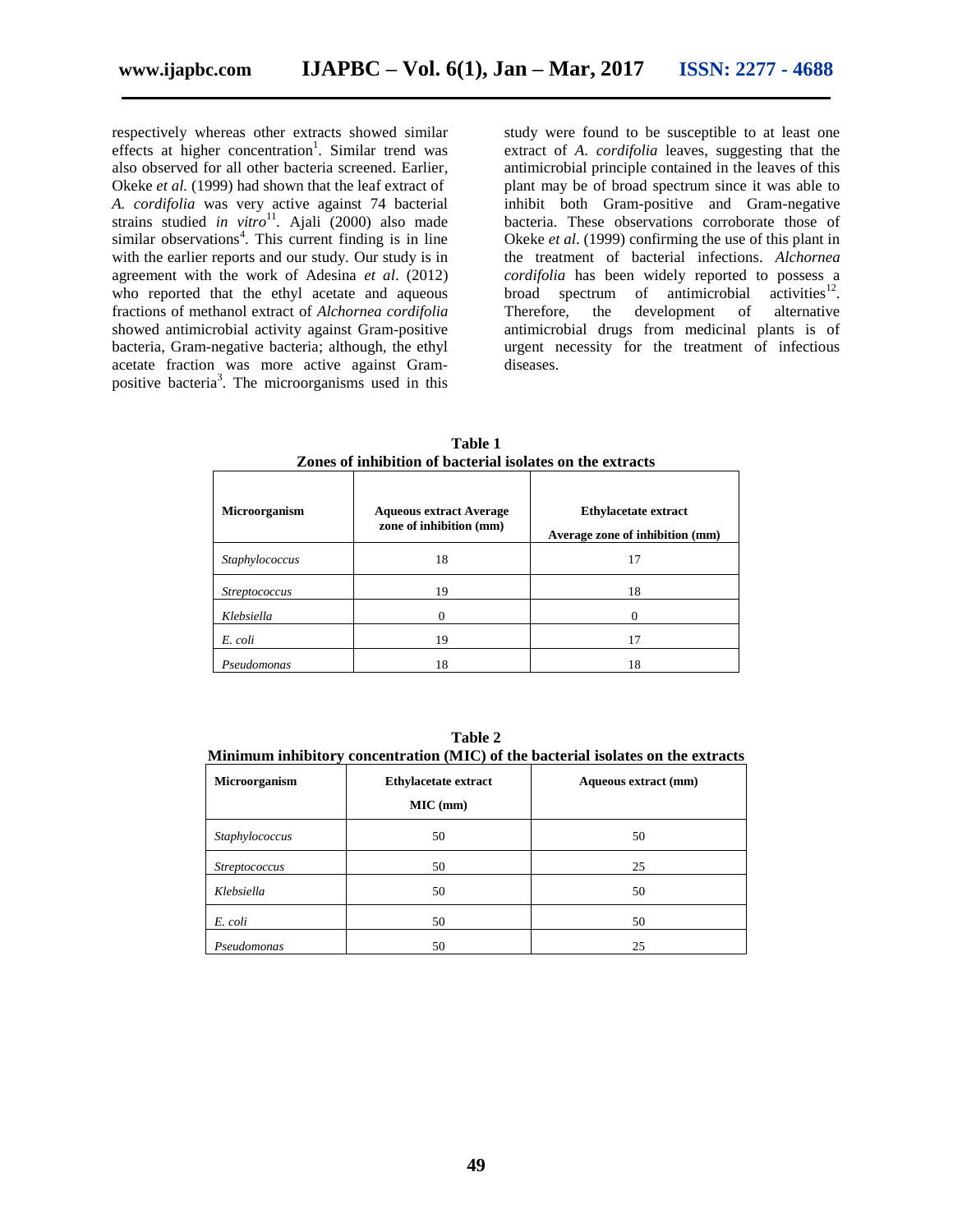respectively whereas other extracts showed similar effects at higher concentration[1]. Similar trend was also observed for all other bacteria screened. Earlier, Okeke *et al.* (1999) had shown that the leaf extract of *A. cordifolia* was very active against 74 bacterial strains studied *in vitro*[11]. Ajali (2000) also made similar observations[4]. This current finding is in line with the earlier reports and our study. Our study is in agreement with the work of Adesina *et al*. (2012) who reported that the ethyl acetate and aqueous fractions of methanol extract of *Alchornea cordifolia* showed antimicrobial activity against Gram-positive bacteria, Gram-negative bacteria; although, the ethyl acetate fraction was more active against Gram-positive bacteria[3]. The microorganisms used in this study were found to be susceptible to at least one extract of *A. cordifolia* leaves, suggesting that the antimicrobial principle contained in the leaves of this plant may be of broad spectrum since it was able to inhibit both Gram-positive and Gram-negative bacteria. These observations corroborate those of Okeke *et al*. (1999) confirming the use of this plant in the treatment of bacterial infections. *Alchornea cordifolia* has been widely reported to possess a broad spectrum of antimicrobial activities[12]. Therefore, the development of alternative antimicrobial drugs from medicinal plants is of urgent necessity for the treatment of infectious diseases.

**Table 1**
**Zones of inhibition of bacterial isolates on the extracts**

| Microorganism | Aqueous extract Average zone of inhibition (mm) | Ethylacetate extract Average zone of inhibition (mm) |
|---|---|---|
| *Staphylococcus* | 18 | 17 |
| *Streptococcus* | 19 | 18 |
| *Klebsiella* | 0 | 0 |
| *E. coli* | 19 | 17 |
| *Pseudomonas* | 18 | 18 |

**Table 2**
**Minimum inhibitory concentration (MIC) of the bacterial isolates on the extracts**

| Microorganism | Ethylacetate extract MIC (mm) | Aqueous extract (mm) |
|---|---|---|
| *Staphylococcus* | 50 | 50 |
| *Streptococcus* | 50 | 25 |
| *Klebsiella* | 50 | 50 |
| *E. coli* | 50 | 50 |
| *Pseudomonas* | 50 | 25 |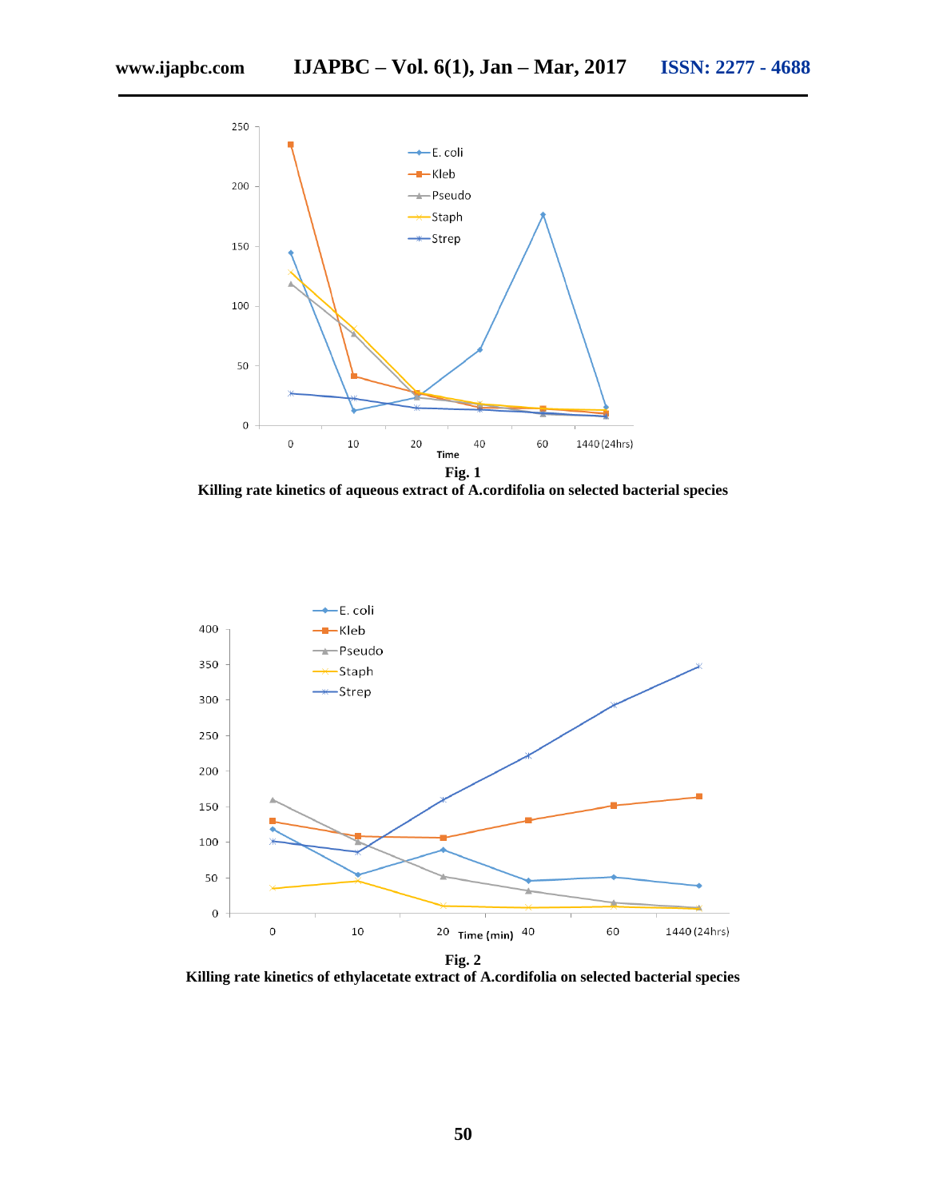**Fig. 1**
**Killing rate kinetics of aqueous extract of A.cordifolia on selected bacterial species**

**Fig. 2**
**Killing rate kinetics of ethylacetate extract of A.cordifolia on selected bacterial species**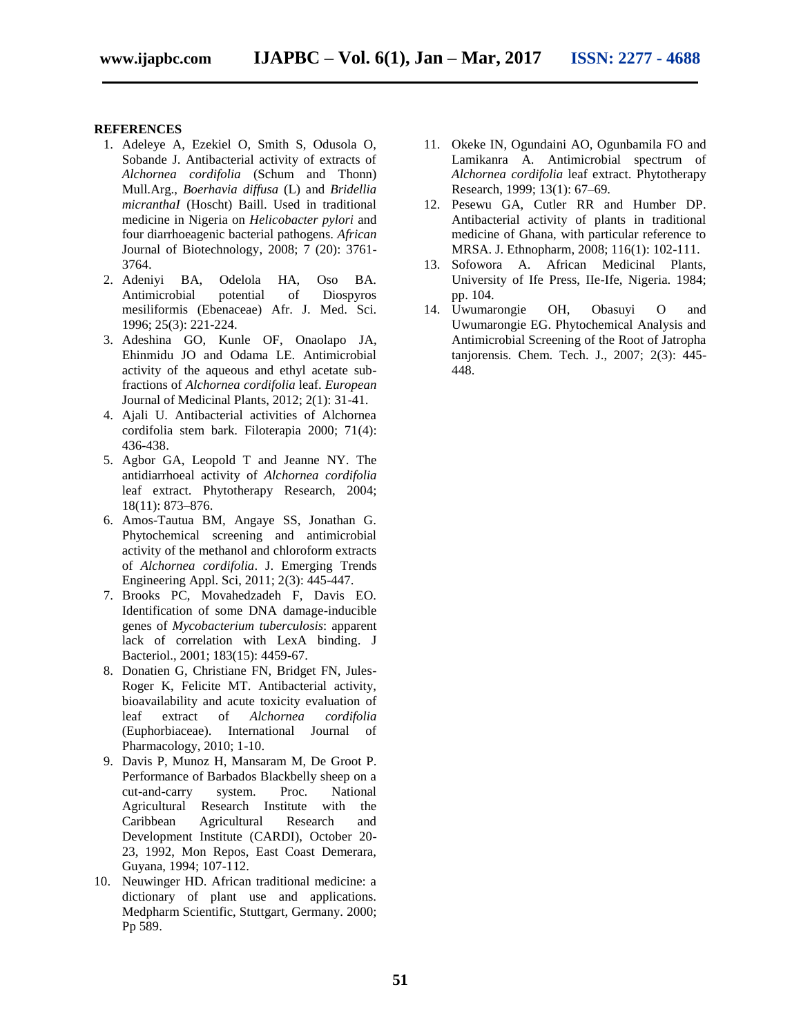**REFERENCES**

1. Adeleye A, Ezekiel O, Smith S, Odusola O, Sobande J. Antibacterial activity of extracts of *Alchornea cordifolia* (Schum and Thonn) Mull.Arg., *Boerhavia diffusa* (L) and *Bridellia micranthaI* (Hoscht) Baill. Used in traditional medicine in Nigeria on *Helicobacter pylori* and four diarrhoeagenic bacterial pathogens. *African* Journal of Biotechnology, 2008; 7 (20): 3761-3764.
2. Adeniyi BA, Odelola HA, Oso BA. Antimicrobial potential of Diospyros mesiliformis (Ebenaceae) Afr. J. Med. Sci. 1996; 25(3): 221-224.
3. Adeshina GO, Kunle OF, Onaolapo JA, Ehinmidu JO and Odama LE. Antimicrobial activity of the aqueous and ethyl acetate sub-fractions of *Alchornea cordifolia* leaf. *European* Journal of Medicinal Plants, 2012; 2(1): 31-41.
4. Ajali U. Antibacterial activities of Alchornea cordifolia stem bark. Filoterapia 2000; 71(4): 436-438.
5. Agbor GA, Leopold T and Jeanne NY. The antidiarrhoeal activity of *Alchornea cordifolia* leaf extract. Phytotherapy Research, 2004; 18(11): 873–876.
6. Amos-Tautua BM, Angaye SS, Jonathan G. Phytochemical screening and antimicrobial activity of the methanol and chloroform extracts of *Alchornea cordifolia*. J. Emerging Trends Engineering Appl. Sci, 2011; 2(3): 445-447.
7. Brooks PC, Movahedzadeh F, Davis EO. Identification of some DNA damage-inducible genes of *Mycobacterium tuberculosis*: apparent lack of correlation with LexA binding. J Bacteriol., 2001; 183(15): 4459-67.
8. Donatien G, Christiane FN, Bridget FN, Jules-Roger K, Felicite MT. Antibacterial activity, bioavailability and acute toxicity evaluation of leaf extract of *Alchornea cordifolia* (Euphorbiaceae). International Journal of Pharmacology, 2010; 1-10.
9. Davis P, Munoz H, Mansaram M, De Groot P. Performance of Barbados Blackbelly sheep on a cut-and-carry system. Proc. National Agricultural Research Institute with the Caribbean Agricultural Research and Development Institute (CARDI), October 20-23, 1992, Mon Repos, East Coast Demerara, Guyana, 1994; 107-112.
10. Neuwinger HD. African traditional medicine: a dictionary of plant use and applications. Medpharm Scientific, Stuttgart, Germany. 2000; Pp 589.
11. Okeke IN, Ogundaini AO, Ogunbamila FO and Lamikanra A. Antimicrobial spectrum of *Alchornea cordifolia* leaf extract. Phytotherapy Research, 1999; 13(1): 67–69.
12. Pesewu GA, Cutler RR and Humber DP. Antibacterial activity of plants in traditional medicine of Ghana, with particular reference to MRSA. J. Ethnopharm, 2008; 116(1): 102-111.
13. Sofowora A. African Medicinal Plants, University of Ife Press, IIe-Ife, Nigeria. 1984; pp. 104.
14. Uwumarongie OH, Obasuyi O and Uwumarongie EG. Phytochemical Analysis and Antimicrobial Screening of the Root of Jatropha tanjorensis. Chem. Tech. J., 2007; 2(3): 445-448.